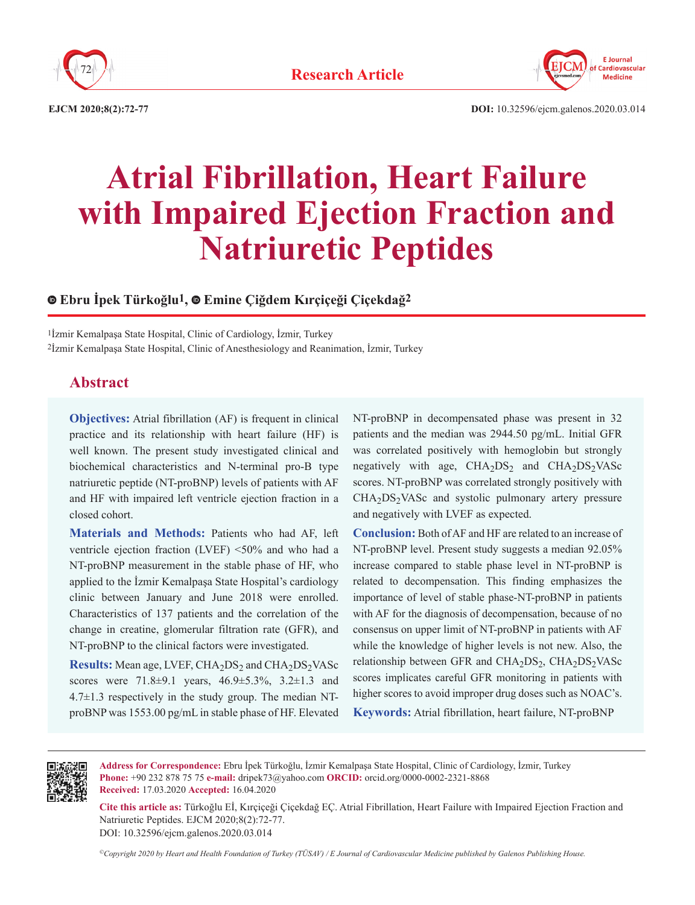Research Article

# Atrial Fibrillation, Heart Failure with Impaired Ejection Fraction and Natriuretic Peptides

**Ebru İpek Türkoğlu[1], Emine Çiğdem Kırçiçeği Çiçekdağ[2]**

[1]İzmir Kemalpaşa State Hospital, Clinic of Cardiology, İzmir, Turkey
[2]İzmir Kemalpaşa State Hospital, Clinic of Anesthesiology and Reanimation, İzmir, Turkey

## Abstract

**Objectives:** Atrial fibrillation (AF) is frequent in clinical practice and its relationship with heart failure (HF) is well known. The present study investigated clinical and biochemical characteristics and N-terminal pro-B type natriuretic peptide (NT-proBNP) levels of patients with AF and HF with impaired left ventricle ejection fraction in a closed cohort.

**Materials and Methods:** Patients who had AF, left ventricle ejection fraction (LVEF) <50% and who had a NT-proBNP measurement in the stable phase of HF, who applied to the İzmir Kemalpaşa State Hospital's cardiology clinic between January and June 2018 were enrolled. Characteristics of 137 patients and the correlation of the change in creatine, glomerular filtration rate (GFR), and NT-proBNP to the clinical factors were investigated.

**Results:** Mean age, LVEF, $CHA_2DS_2$ and $CHA_2DS_2VASc$ scores were 71.8±9.1 years, 46.9±5.3%, 3.2±1.3 and 4.7±1.3 respectively in the study group. The median NT-proBNP was 1553.00 pg/mL in stable phase of HF. Elevated NT-proBNP in decompensated phase was present in 32 patients and the median was 2944.50 pg/mL. Initial GFR was correlated positively with hemoglobin but strongly negatively with age, $CHA_2DS_2$ and $CHA_2DS_2VASc$ scores. NT-proBNP was correlated strongly positively with $CHA_2DS_2VASc$ and systolic pulmonary artery pressure and negatively with LVEF as expected.

**Conclusion:** Both of AF and HF are related to an increase of NT-proBNP level. Present study suggests a median 92.05% increase compared to stable phase level in NT-proBNP is related to decompensation. This finding emphasizes the importance of level of stable phase-NT-proBNP in patients with AF for the diagnosis of decompensation, because of no consensus on upper limit of NT-proBNP in patients with AF while the knowledge of higher levels is not new. Also, the relationship between GFR and $CHA_2DS_2$, $CHA_2DS_2VASc$ scores implicates careful GFR monitoring in patients with higher scores to avoid improper drug doses such as NOAC's.

**Keywords:** Atrial fibrillation, heart failure, NT-proBNP

**Address for Correspondence:** Ebru İpek Türkoğlu, İzmir Kemalpaşa State Hospital, Clinic of Cardiology, İzmir, Turkey
**Phone:** +90 232 878 75 75 **e-mail:** dripek73@yahoo.com **ORCID:** orcid.org/0000-0002-2321-8868
**Received:** 17.03.2020 **Accepted:** 16.04.2020

**Cite this article as:** Türkoğlu Eİ, Kırçiçeği Çiçekdağ EÇ. Atrial Fibrillation, Heart Failure with Impaired Ejection Fraction and Natriuretic Peptides. EJCM 2020;8(2):72-77.
DOI: 10.32596/ejcm.galenos.2020.03.014

*©Copyright 2020 by Heart and Health Foundation of Turkey (TÜSAV) / E Journal of Cardiovascular Medicine published by Galenos Publishing House.*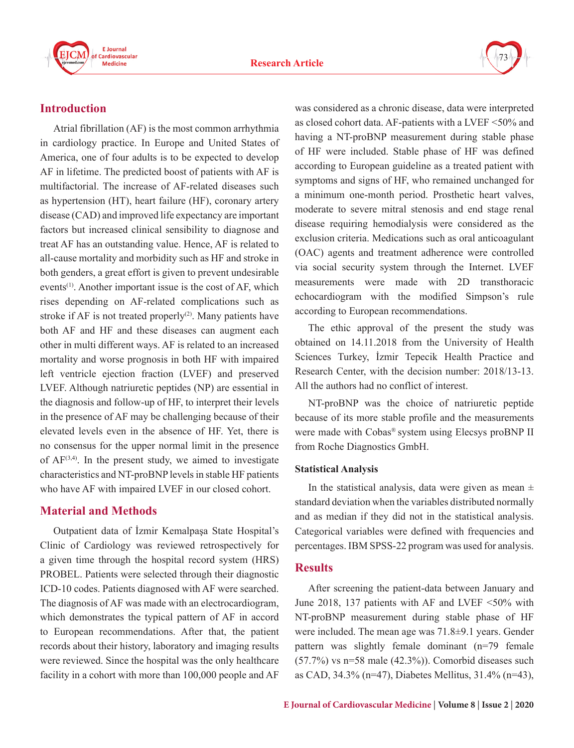## Introduction

Atrial fibrillation (AF) is the most common arrhythmia in cardiology practice. In Europe and United States of America, one of four adults is to be expected to develop AF in lifetime. The predicted boost of patients with AF is multifactorial. The increase of AF-related diseases such as hypertension (HT), heart failure (HF), coronary artery disease (CAD) and improved life expectancy are important factors but increased clinical sensibility to diagnose and treat AF has an outstanding value. Hence, AF is related to all-cause mortality and morbidity such as HF and stroke in both genders, a great effort is given to prevent undesirable events[1]. Another important issue is the cost of AF, which rises depending on AF-related complications such as stroke if AF is not treated properly[2]. Many patients have both AF and HF and these diseases can augment each other in multi different ways. AF is related to an increased mortality and worse prognosis in both HF with impaired left ventricle ejection fraction (LVEF) and preserved LVEF. Although natriuretic peptides (NP) are essential in the diagnosis and follow-up of HF, to interpret their levels in the presence of AF may be challenging because of their elevated levels even in the absence of HF. Yet, there is no consensus for the upper normal limit in the presence of AF[3,4]. In the present study, we aimed to investigate characteristics and NT-proBNP levels in stable HF patients who have AF with impaired LVEF in our closed cohort.

## Material and Methods

Outpatient data of İzmir Kemalpaşa State Hospital's Clinic of Cardiology was reviewed retrospectively for a given time through the hospital record system (HRS) PROBEL. Patients were selected through their diagnostic ICD-10 codes. Patients diagnosed with AF were searched. The diagnosis of AF was made with an electrocardiogram, which demonstrates the typical pattern of AF in accord to European recommendations. After that, the patient records about their history, laboratory and imaging results were reviewed. Since the hospital was the only healthcare facility in a cohort with more than 100,000 people and AF was considered as a chronic disease, data were interpreted as closed cohort data. AF-patients with a LVEF <50% and having a NT-proBNP measurement during stable phase of HF were included. Stable phase of HF was defined according to European guideline as a treated patient with symptoms and signs of HF, who remained unchanged for a minimum one-month period. Prosthetic heart valves, moderate to severe mitral stenosis and end stage renal disease requiring hemodialysis were considered as the exclusion criteria. Medications such as oral anticoagulant (OAC) agents and treatment adherence were controlled via social security system through the Internet. LVEF measurements were made with 2D transthoracic echocardiogram with the modified Simpson's rule according to European recommendations.

The ethic approval of the present the study was obtained on 14.11.2018 from the University of Health Sciences Turkey, İzmir Tepecik Health Practice and Research Center, with the decision number: 2018/13-13. All the authors had no conflict of interest.

NT-proBNP was the choice of natriuretic peptide because of its more stable profile and the measurements were made with Cobas® system using Elecsys proBNP II from Roche Diagnostics GmbH.

### Statistical Analysis

In the statistical analysis, data were given as mean ± standard deviation when the variables distributed normally and as median if they did not in the statistical analysis. Categorical variables were defined with frequencies and percentages. IBM SPSS-22 program was used for analysis.

## Results

After screening the patient-data between January and June 2018, 137 patients with AF and LVEF <50% with NT-proBNP measurement during stable phase of HF were included. The mean age was 71.8±9.1 years. Gender pattern was slightly female dominant (n=79 female (57.7%) vs n=58 male (42.3%)). Comorbid diseases such as CAD, 34.3% (n=47), Diabetes Mellitus, 31.4% (n=43),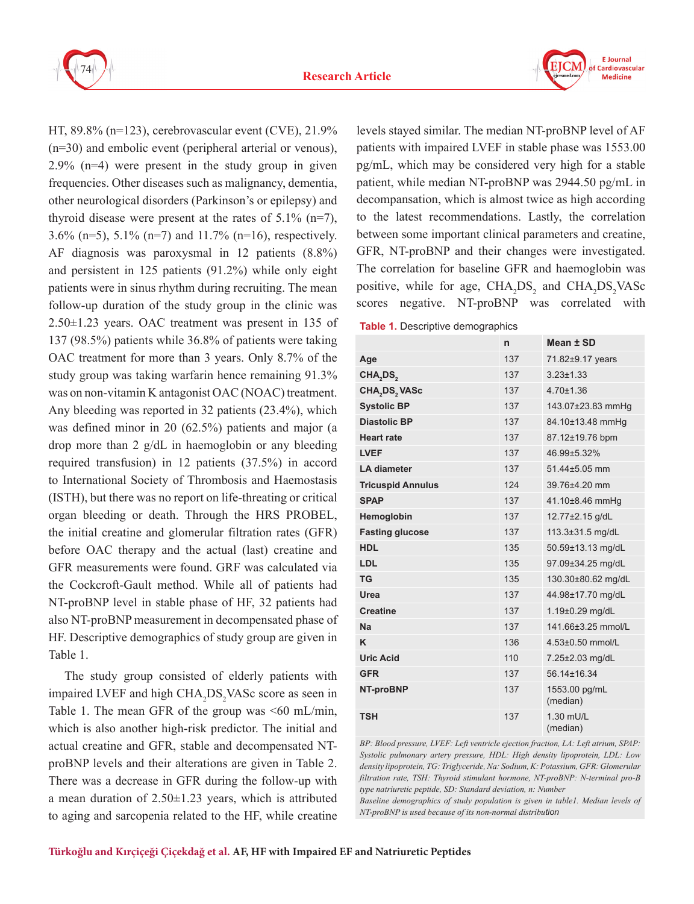HT, 89.8% (n=123), cerebrovascular event (CVE), 21.9% (n=30) and embolic event (peripheral arterial or venous), 2.9% (n=4) were present in the study group in given frequencies. Other diseases such as malignancy, dementia, other neurological disorders (Parkinson's or epilepsy) and thyroid disease were present at the rates of 5.1% (n=7), 3.6% (n=5), 5.1% (n=7) and 11.7% (n=16), respectively. AF diagnosis was paroxysmal in 12 patients (8.8%) and persistent in 125 patients (91.2%) while only eight patients were in sinus rhythm during recruiting. The mean follow-up duration of the study group in the clinic was 2.50±1.23 years. OAC treatment was present in 135 of 137 (98.5%) patients while 36.8% of patients were taking OAC treatment for more than 3 years. Only 8.7% of the study group was taking warfarin hence remaining 91.3% was on non-vitamin K antagonist OAC (NOAC) treatment. Any bleeding was reported in 32 patients (23.4%), which was defined minor in 20 (62.5%) patients and major (a drop more than 2 g/dL in haemoglobin or any bleeding required transfusion) in 12 patients (37.5%) in accord to International Society of Thrombosis and Haemostasis (ISTH), but there was no report on life-threating or critical organ bleeding or death. Through the HRS PROBEL, the initial creatine and glomerular filtration rates (GFR) before OAC therapy and the actual (last) creatine and GFR measurements were found. GRF was calculated via the Cockcroft-Gault method. While all of patients had NT-proBNP level in stable phase of HF, 32 patients had also NT-proBNP measurement in decompensated phase of HF. Descriptive demographics of study group are given in Table 1.

The study group consisted of elderly patients with impaired LVEF and high $CHA_2DS_2VASc$ score as seen in Table 1. The mean GFR of the group was <60 mL/min, which is also another high-risk predictor. The initial and actual creatine and GFR, stable and decompensated NT-proBNP levels and their alterations are given in Table 2. There was a decrease in GFR during the follow-up with a mean duration of 2.50±1.23 years, which is attributed to aging and sarcopenia related to the HF, while creatine levels stayed similar. The median NT-proBNP level of AF patients with impaired LVEF in stable phase was 1553.00 pg/mL, which may be considered very high for a stable patient, while median NT-proBNP was 2944.50 pg/mL in decompansation, which is almost twice as high according to the latest recommendations. Lastly, the correlation between some important clinical parameters and creatine, GFR, NT-proBNP and their changes were investigated. The correlation for baseline GFR and haemoglobin was positive, while for age, $CHA_2DS_2$ and $CHA_2DS_2VASc$ scores negative. NT-proBNP was correlated with

**Table 1.** Descriptive demographics

| | n | Mean ± SD |
|---|---|---|
| **Age** | 137 | 71.82±9.17 years |
| **$CHA_2DS_2$** | 137 | 3.23±1.33 |
| **$CHA_2DS_2VASc$** | 137 | 4.70±1.36 |
| **Systolic BP** | 137 | 143.07±23.83 mmHg |
| **Diastolic BP** | 137 | 84.10±13.48 mmHg |
| **Heart rate** | 137 | 87.12±19.76 bpm |
| **LVEF** | 137 | 46.99±5.32% |
| **LA diameter** | 137 | 51.44±5.05 mm |
| **Tricuspid Annulus** | 124 | 39.76±4.20 mm |
| **SPAP** | 137 | 41.10±8.46 mmHg |
| **Hemoglobin** | 137 | 12.77±2.15 g/dL |
| **Fasting glucose** | 137 | 113.3±31.5 mg/dL |
| **HDL** | 135 | 50.59±13.13 mg/dL |
| **LDL** | 135 | 97.09±34.25 mg/dL |
| **TG** | 135 | 130.30±80.62 mg/dL |
| **Urea** | 137 | 44.98±17.70 mg/dL |
| **Creatine** | 137 | 1.19±0.29 mg/dL |
| **Na** | 137 | 141.66±3.25 mmol/L |
| **K** | 136 | 4.53±0.50 mmol/L |
| **Uric Acid** | 110 | 7.25±2.03 mg/dL |
| **GFR** | 137 | 56.14±16.34 |
| **NT-proBNP** | 137 | 1553.00 pg/mL (median) |
| **TSH** | 137 | 1.30 mU/L (median) |

*BP: Blood pressure, LVEF: Left ventricle ejection fraction, LA: Left atrium, SPAP: Systolic pulmonary artery pressure, HDL: High density lipoprotein, LDL: Low density lipoprotein, TG: Triglyceride, Na: Sodium, K: Potassium, GFR: Glomerular filtration rate, TSH: Thyroid stimulant hormone, NT-proBNP: N-terminal pro-B type natriuretic peptide, SD: Standard deviation, n: Number*

*Baseline demographics of study population is given in table1. Median levels of NT-proBNP is used because of its non-normal distribution*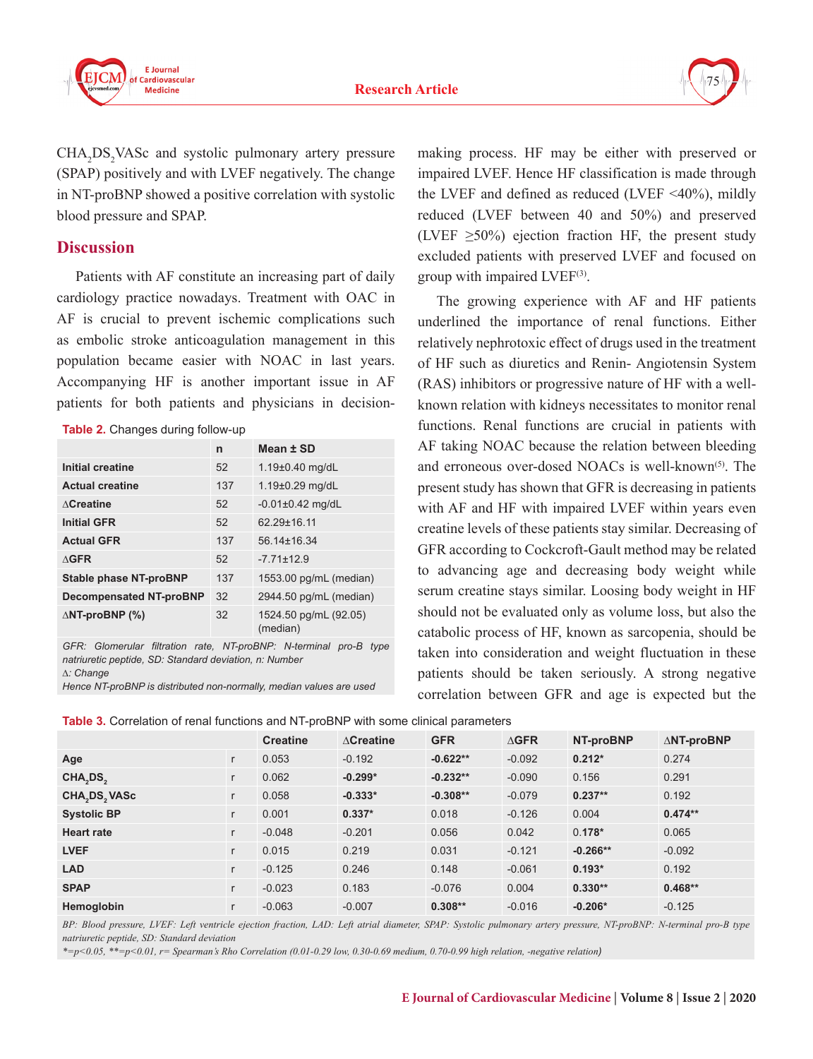$CHA_2DS_2VASc$ and systolic pulmonary artery pressure (SPAP) positively and with LVEF negatively. The change in NT-proBNP showed a positive correlation with systolic blood pressure and SPAP.

## Discussion

Patients with AF constitute an increasing part of daily cardiology practice nowadays. Treatment with OAC in AF is crucial to prevent ischemic complications such as embolic stroke anticoagulation management in this population became easier with NOAC in last years. Accompanying HF is another important issue in AF patients for both patients and physicians in decision-making process. HF may be either with preserved or impaired LVEF. Hence HF classification is made through the LVEF and defined as reduced (LVEF <40%), mildly reduced (LVEF between 40 and 50%) and preserved (LVEF ≥50%) ejection fraction HF, the present study excluded patients with preserved LVEF and focused on group with impaired LVEF[3].

**Table 2.** Changes during follow-up

| | n | Mean ± SD |
|---|---|---|
| **Initial creatine** | 52 | 1.19±0.40 mg/dL |
| **Actual creatine** | 137 | 1.19±0.29 mg/dL |
| **∆Creatine** | 52 | -0.01±0.42 mg/dL |
| **Initial GFR** | 52 | 62.29±16.11 |
| **Actual GFR** | 137 | 56.14±16.34 |
| **∆GFR** | 52 | -7.71±12.9 |
| **Stable phase NT-proBNP** | 137 | 1553.00 pg/mL (median) |
| **Decompensated NT-proBNP** | 32 | 2944.50 pg/mL (median) |
| **∆NT-proBNP (%)** | 32 | 1524.50 pg/mL (92.05) (median) |

*GFR: Glomerular filtration rate, NT-proBNP: N-terminal pro-B type natriuretic peptide, SD: Standard deviation, n: Number*
*∆: Change*
*Hence NT-proBNP is distributed non-normally, median values are used*

The growing experience with AF and HF patients underlined the importance of renal functions. Either relatively nephrotoxic effect of drugs used in the treatment of HF such as diuretics and Renin- Angiotensin System (RAS) inhibitors or progressive nature of HF with a well-known relation with kidneys necessitates to monitor renal functions. Renal functions are crucial in patients with AF taking NOAC because the relation between bleeding and erroneous over-dosed NOACs is well-known[5]. The present study has shown that GFR is decreasing in patients with AF and HF with impaired LVEF within years even creatine levels of these patients stay similar. Decreasing of GFR according to Cockcroft-Gault method may be related to advancing age and decreasing body weight while serum creatine stays similar. Loosing body weight in HF should not be evaluated only as volume loss, but also the catabolic process of HF, known as sarcopenia, should be taken into consideration and weight fluctuation in these patients should be taken seriously. A strong negative correlation between GFR and age is expected but the

**Table 3.** Correlation of renal functions and NT-proBNP with some clinical parameters

| | | Creatine | ∆Creatine | GFR | ∆GFR | NT-proBNP | ∆NT-proBNP |
|---|---|---|---|---|---|---|---|
| **Age** | r | 0.053 | -0.192 | **-0.622**** | -0.092 | **0.212*** | 0.274 |
| **$CHA_2DS_2$** | r | 0.062 | **-0.299*** | **-0.232**** | -0.090 | 0.156 | 0.291 |
| **$CHA_2DS_2$ VASc** | r | 0.058 | **-0.333*** | **-0.308**** | -0.079 | **0.237**** | 0.192 |
| **Systolic BP** | r | 0.001 | **0.337*** | 0.018 | -0.126 | 0.004 | **0.474**** |
| **Heart rate** | r | -0.048 | -0.201 | 0.056 | 0.042 | **0.178*** | 0.065 |
| **LVEF** | r | 0.015 | 0.219 | 0.031 | -0.121 | **-0.266**** | -0.092 |
| **LAD** | r | -0.125 | 0.246 | 0.148 | -0.061 | **0.193*** | 0.192 |
| **SPAP** | r | -0.023 | 0.183 | -0.076 | 0.004 | **0.330**** | **0.468**** |
| **Hemoglobin** | r | -0.063 | -0.007 | **0.308**** | -0.016 | **-0.206*** | -0.125 |

*BP: Blood pressure, LVEF: Left ventricle ejection fraction, LAD: Left atrial diameter, SPAP: Systolic pulmonary artery pressure, NT-proBNP: N-terminal pro-B type natriuretic peptide, SD: Standard deviation*
*\*=p<0.05, \*\*=p<0.01, r= Spearman's Rho Correlation (0.01-0.29 low, 0.30-0.69 medium, 0.70-0.99 high relation, -negative relation)*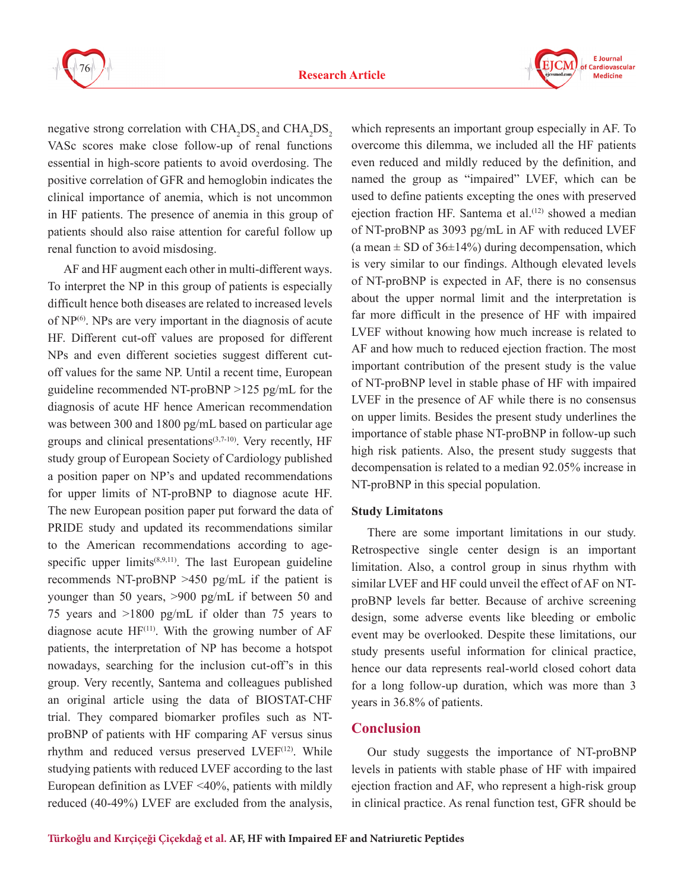negative strong correlation with $CHA_2DS_2$ and $CHA_2DS_2$ VASc scores make close follow-up of renal functions essential in high-score patients to avoid overdosing. The positive correlation of GFR and hemoglobin indicates the clinical importance of anemia, which is not uncommon in HF patients. The presence of anemia in this group of patients should also raise attention for careful follow up renal function to avoid misdosing.

AF and HF augment each other in multi-different ways. To interpret the NP in this group of patients is especially difficult hence both diseases are related to increased levels of NP[6]. NPs are very important in the diagnosis of acute HF. Different cut-off values are proposed for different NPs and even different societies suggest different cut-off values for the same NP. Until a recent time, European guideline recommended NT-proBNP >125 pg/mL for the diagnosis of acute HF hence American recommendation was between 300 and 1800 pg/mL based on particular age groups and clinical presentations[3,7-10]. Very recently, HF study group of European Society of Cardiology published a position paper on NP's and updated recommendations for upper limits of NT-proBNP to diagnose acute HF. The new European position paper put forward the data of PRIDE study and updated its recommendations similar to the American recommendations according to age-specific upper limits[8,9,11]. The last European guideline recommends NT-proBNP >450 pg/mL if the patient is younger than 50 years, >900 pg/mL if between 50 and 75 years and >1800 pg/mL if older than 75 years to diagnose acute HF[11]. With the growing number of AF patients, the interpretation of NP has become a hotspot nowadays, searching for the inclusion cut-off's in this group. Very recently, Santema and colleagues published an original article using the data of BIOSTAT-CHF trial. They compared biomarker profiles such as NT-proBNP of patients with HF comparing AF versus sinus rhythm and reduced versus preserved LVEF[12]. While studying patients with reduced LVEF according to the last European definition as LVEF <40%, patients with mildly reduced (40-49%) LVEF are excluded from the analysis, which represents an important group especially in AF. To overcome this dilemma, we included all the HF patients even reduced and mildly reduced by the definition, and named the group as "impaired" LVEF, which can be used to define patients excepting the ones with preserved ejection fraction HF. Santema et al.[12] showed a median of NT-proBNP as 3093 pg/mL in AF with reduced LVEF (a mean ± SD of 36±14%) during decompensation, which is very similar to our findings. Although elevated levels of NT-proBNP is expected in AF, there is no consensus about the upper normal limit and the interpretation is far more difficult in the presence of HF with impaired LVEF without knowing how much increase is related to AF and how much to reduced ejection fraction. The most important contribution of the present study is the value of NT-proBNP level in stable phase of HF with impaired LVEF in the presence of AF while there is no consensus on upper limits. Besides the present study underlines the importance of stable phase NT-proBNP in follow-up such high risk patients. Also, the present study suggests that decompensation is related to a median 92.05% increase in NT-proBNP in this special population.

### Study Limitatons

There are some important limitations in our study. Retrospective single center design is an important limitation. Also, a control group in sinus rhythm with similar LVEF and HF could unveil the effect of AF on NT-proBNP levels far better. Because of archive screening design, some adverse events like bleeding or embolic event may be overlooked. Despite these limitations, our study presents useful information for clinical practice, hence our data represents real-world closed cohort data for a long follow-up duration, which was more than 3 years in 36.8% of patients.

## Conclusion

Our study suggests the importance of NT-proBNP levels in patients with stable phase of HF with impaired ejection fraction and AF, who represent a high-risk group in clinical practice. As renal function test, GFR should be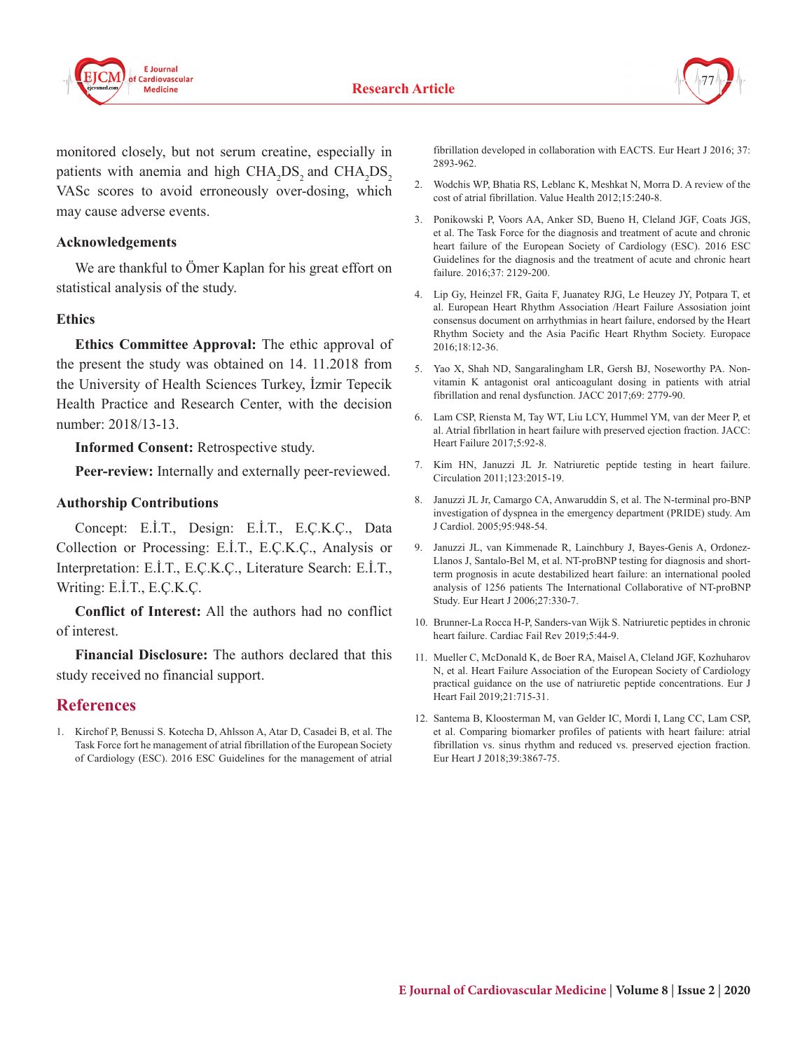monitored closely, but not serum creatine, especially in patients with anemia and high $CHA_2DS_2$ and $CHA_2DS_2$ VASc scores to avoid erroneously over-dosing, which may cause adverse events.

## Acknowledgements

We are thankful to Ömer Kaplan for his great effort on statistical analysis of the study.

## Ethics

**Ethics Committee Approval:** The ethic approval of the present the study was obtained on 14. 11.2018 from the University of Health Sciences Turkey, İzmir Tepecik Health Practice and Research Center, with the decision number: 2018/13-13.

**Informed Consent:** Retrospective study.

**Peer-review:** Internally and externally peer-reviewed.

## Authorship Contributions

Concept: E.İ.T., Design: E.İ.T., E.Ç.K.Ç., Data Collection or Processing: E.İ.T., E.Ç.K.Ç., Analysis or Interpretation: E.İ.T., E.Ç.K.Ç., Literature Search: E.İ.T., Writing: E.İ.T., E.Ç.K.Ç.

**Conflict of Interest:** All the authors had no conflict of interest.

**Financial Disclosure:** The authors declared that this study received no financial support.

## References

1. Kirchof P, Benussi S. Kotecha D, Ahlsson A, Atar D, Casadei B, et al. The Task Force fort he management of atrial fibrillation of the European Society of Cardiology (ESC). 2016 ESC Guidelines for the management of atrial fibrillation developed in collaboration with EACTS. Eur Heart J 2016; 37: 2893-962.
2. Wodchis WP, Bhatia RS, Leblanc K, Meshkat N, Morra D. A review of the cost of atrial fibrillation. Value Health 2012;15:240-8.
3. Ponikowski P, Voors AA, Anker SD, Bueno H, Cleland JGF, Coats JGS, et al. The Task Force for the diagnosis and treatment of acute and chronic heart failure of the European Society of Cardiology (ESC). 2016 ESC Guidelines for the diagnosis and treatment of acute and chronic heart failure. 2016;37: 2129-200.
4. Lip Gy, Heinzel FR, Gaita F, Juanatey RJG, Le Heuzey JY, Potpara T, et al. European Heart Rhythm Association /Heart Failure Assosiation joint consensus document on arrhythmias in heart failure, endorsed by the Heart Rhythm Society and the Asia Pacific Heart Rhythm Society. Europace 2016;18:12-36.
5. Yao X, Shah ND, Sangaralingham LR, Gersh BJ, Noseworthy PA. Non-vitamin K antagonist oral anticoagulant dosing in patients with atrial fibrillation and renal dysfunction. JACC 2017;69: 2779-90.
6. Lam CSP, Riensta M, Tay WT, Liu LCY, Hummel YM, van der Meer P, et al. Atrial fibrllation in heart failure with preserved ejection fraction. JACC: Heart Failure 2017;5:92-8.
7. Kim HN, Januzzi JL Jr. Natriuretic peptide testing in heart failure. Circulation 2011;123:2015-19.
8. Januzzi JL Jr, Camargo CA, Anwaruddin S, et al. The N-terminal pro-BNP investigation of dyspnea in the emergency department (PRIDE) study. Am J Cardiol. 2005;95:948-54.
9. Januzzi JL, van Kimmenade R, Lainchbury J, Bayes-Genis A, Ordonez-Llanos J, Santalo-Bel M, et al. NT-proBNP testing for diagnosis and short-term prognosis in acute destabilized heart failure: an international pooled analysis of 1256 patients The International Collaborative of NT-proBNP Study. Eur Heart J 2006;27:330-7.
10. Brunner-La Rocca H-P, Sanders-van Wijk S. Natriuretic peptides in chronic heart failure. Cardiac Fail Rev 2019;5:44-9.
11. Mueller C, McDonald K, de Boer RA, Maisel A, Cleland JGF, Kozhuharov N, et al. Heart Failure Association of the European Society of Cardiology practical guidance on the use of natriuretic peptide concentrations. Eur J Heart Fail 2019;21:715-31.
12. Santema B, Kloosterman M, van Gelder IC, Mordi I, Lang CC, Lam CSP, et al. Comparing biomarker profiles of patients with heart failure: atrial fibrillation vs. sinus rhythm and reduced vs. preserved ejection fraction. Eur Heart J 2018;39:3867-75.